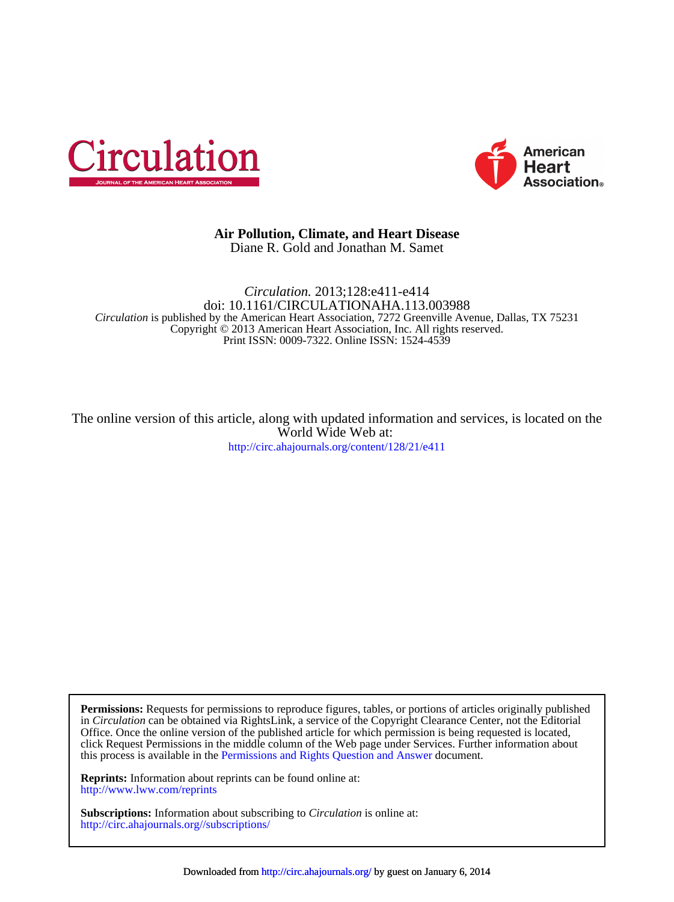# Air Pollution, Climate, and Heart Disease

Diane R. Gold and Jonathan M. Samet

*Circulation.* 2013;128:e411-e414

doi: 10.1161/CIRCULATIONAHA.113.003988

*Circulation* is published by the American Heart Association, 7272 Greenville Avenue, Dallas, TX 75231

Copyright © 2013 American Heart Association, Inc. All rights reserved.

Print ISSN: 0009-7322. Online ISSN: 1524-4539

The online version of this article, along with updated information and services, is located on the World Wide Web at:

http://circ.ahajournals.org/content/128/21/e411

**Permissions:** Requests for permissions to reproduce figures, tables, or portions of articles originally published in *Circulation* can be obtained via RightsLink, a service of the Copyright Clearance Center, not the Editorial Office. Once the online version of the published article for which permission is being requested is located, click Request Permissions in the middle column of the Web page under Services. Further information about this process is available in the Permissions and Rights Question and Answer document.

**Reprints:** Information about reprints can be found online at:
http://www.lww.com/reprints

**Subscriptions:** Information about subscribing to *Circulation* is online at:
http://circ.ahajournals.org//subscriptions/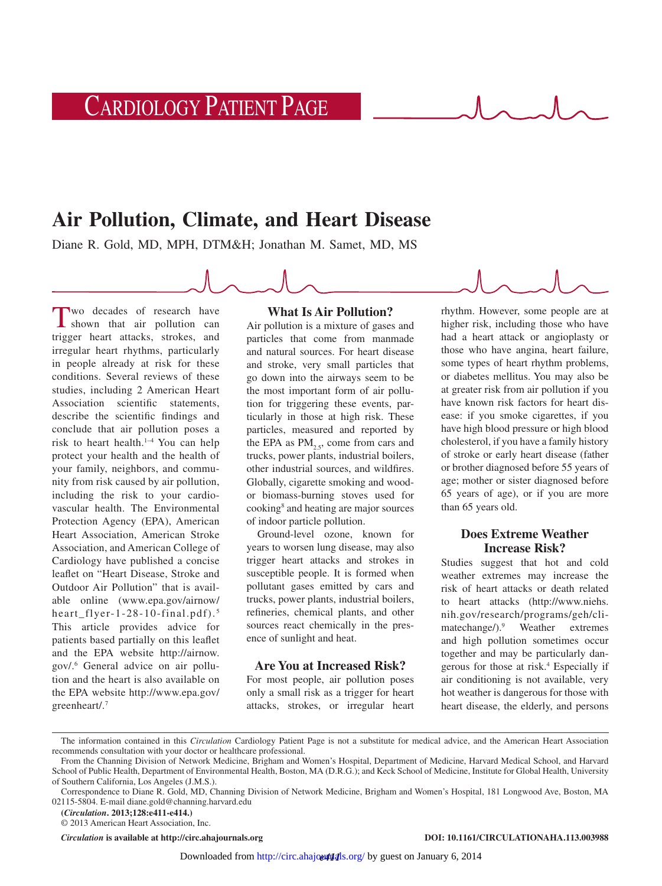# Air Pollution, Climate, and Heart Disease

Diane R. Gold, MD, MPH, DTM&H; Jonathan M. Samet, MD, MS

Two decades of research have shown that air pollution can trigger heart attacks, strokes, and irregular heart rhythms, particularly in people already at risk for these conditions. Several reviews of these studies, including 2 American Heart Association scientific statements, describe the scientific findings and conclude that air pollution poses a risk to heart health.[1–4] You can help protect your health and the health of your family, neighbors, and community from risk caused by air pollution, including the risk to your cardiovascular health. The Environmental Protection Agency (EPA), American Heart Association, American Stroke Association, and American College of Cardiology have published a concise leaflet on "Heart Disease, Stroke and Outdoor Air Pollution" that is available online (www.epa.gov/airnow/heart_flyer-1-28-10-final.pdf).[5] This article provides advice for patients based partially on this leaflet and the EPA website http://airnow.gov/.[6] General advice on air pollution and the heart is also available on the EPA website http://www.epa.gov/greenheart/.[7]

## What Is Air Pollution?

Air pollution is a mixture of gases and particles that come from manmade and natural sources. For heart disease and stroke, very small particles that go down into the airways seem to be the most important form of air pollution for triggering these events, particularly in those at high risk. These particles, measured and reported by the EPA as $PM_{2.5}$, come from cars and trucks, power plants, industrial boilers, other industrial sources, and wildfires. Globally, cigarette smoking and wood- or biomass-burning stoves used for cooking[8] and heating are major sources of indoor particle pollution.

Ground-level ozone, known for years to worsen lung disease, may also trigger heart attacks and strokes in susceptible people. It is formed when pollutant gases emitted by cars and trucks, power plants, industrial boilers, refineries, chemical plants, and other sources react chemically in the presence of sunlight and heat.

## Are You at Increased Risk?

For most people, air pollution poses only a small risk as a trigger for heart attacks, strokes, or irregular heart rhythm. However, some people are at higher risk, including those who have had a heart attack or angioplasty or those who have angina, heart failure, some types of heart rhythm problems, or diabetes mellitus. You may also be at greater risk from air pollution if you have known risk factors for heart disease: if you smoke cigarettes, if you have high blood pressure or high blood cholesterol, if you have a family history of stroke or early heart disease (father or brother diagnosed before 55 years of age; mother or sister diagnosed before 65 years of age), or if you are more than 65 years old.

## Does Extreme Weather Increase Risk?

Studies suggest that hot and cold weather extremes may increase the risk of heart attacks or death related to heart attacks (http://www.niehs.nih.gov/research/programs/geh/climatechange/).[9] Weather extremes and high pollution sometimes occur together and may be particularly dangerous for those at risk.[4] Especially if air conditioning is not available, very hot weather is dangerous for those with heart disease, the elderly, and persons

---

The information contained in this *Circulation* Cardiology Patient Page is not a substitute for medical advice, and the American Heart Association recommends consultation with your doctor or healthcare professional.

From the Channing Division of Network Medicine, Brigham and Women's Hospital, Department of Medicine, Harvard Medical School, and Harvard School of Public Health, Department of Environmental Health, Boston, MA (D.R.G.); and Keck School of Medicine, Institute for Global Health, University of Southern California, Los Angeles (J.M.S.).

Correspondence to Diane R. Gold, MD, Channing Division of Network Medicine, Brigham and Women's Hospital, 181 Longwood Ave, Boston, MA 02115-5804. E-mail diane.gold@channing.harvard.edu

(*Circulation*. 2013;128:e411-e414.)

© 2013 American Heart Association, Inc.

*Circulation* is available at http://circ.ahajournals.org

DOI: 10.1161/CIRCULATIONAHA.113.003988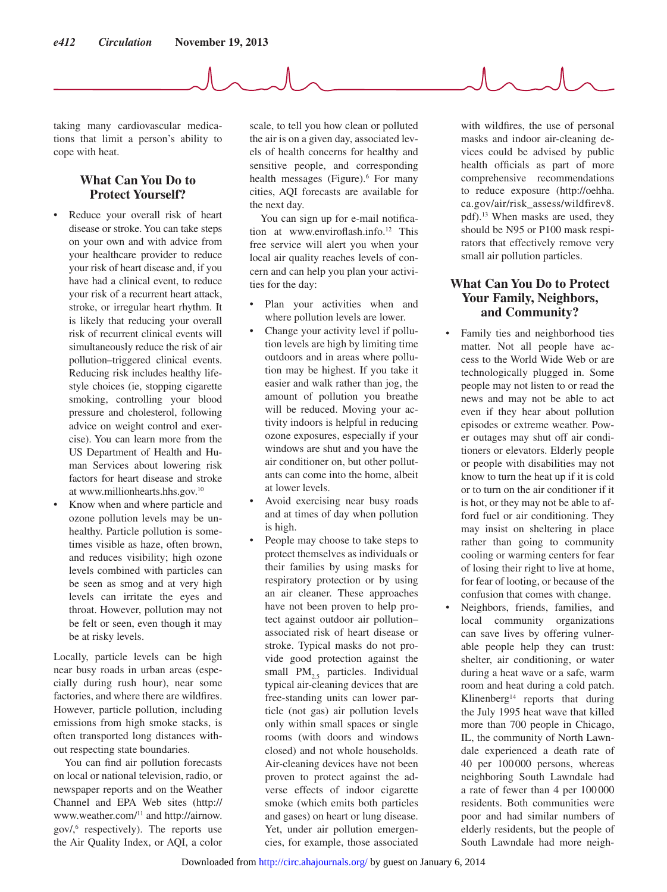taking many cardiovascular medications that limit a person's ability to cope with heat.

## What Can You Do to Protect Yourself?

- Reduce your overall risk of heart disease or stroke. You can take steps on your own and with advice from your healthcare provider to reduce your risk of heart disease and, if you have had a clinical event, to reduce your risk of a recurrent heart attack, stroke, or irregular heart rhythm. It is likely that reducing your overall risk of recurrent clinical events will simultaneously reduce the risk of air pollution–triggered clinical events. Reducing risk includes healthy lifestyle choices (ie, stopping cigarette smoking, controlling your blood pressure and cholesterol, following advice on weight control and exercise). You can learn more from the US Department of Health and Human Services about lowering risk factors for heart disease and stroke at www.millionhearts.hhs.gov.[10]
- Know when and where particle and ozone pollution levels may be unhealthy. Particle pollution is sometimes visible as haze, often brown, and reduces visibility; high ozone levels combined with particles can be seen as smog and at very high levels can irritate the eyes and throat. However, pollution may not be felt or seen, even though it may be at risky levels.

Locally, particle levels can be high near busy roads in urban areas (especially during rush hour), near some factories, and where there are wildfires. However, particle pollution, including emissions from high smoke stacks, is often transported long distances without respecting state boundaries.

You can find air pollution forecasts on local or national television, radio, or newspaper reports and on the Weather Channel and EPA Web sites (http://www.weather.com/[11] and http://airnow.gov/,[6] respectively). The reports use the Air Quality Index, or AQI, a color scale, to tell you how clean or polluted the air is on a given day, associated levels of health concerns for healthy and sensitive people, and corresponding health messages (Figure).[6] For many cities, AQI forecasts are available for the next day.

You can sign up for e-mail notification at www.enviroflash.info.[12] This free service will alert you when your local air quality reaches levels of concern and can help you plan your activities for the day:

- Plan your activities when and where pollution levels are lower.
- Change your activity level if pollution levels are high by limiting time outdoors and in areas where pollution may be highest. If you take it easier and walk rather than jog, the amount of pollution you breathe will be reduced. Moving your activity indoors is helpful in reducing ozone exposures, especially if your windows are shut and you have the air conditioner on, but other pollutants can come into the home, albeit at lower levels.
- Avoid exercising near busy roads and at times of day when pollution is high.
- People may choose to take steps to protect themselves as individuals or their families by using masks for respiratory protection or by using an air cleaner. These approaches have not been proven to help protect against outdoor air pollution–associated risk of heart disease or stroke. Typical masks do not provide good protection against the small $PM_{2.5}$ particles. Individual typical air-cleaning devices that are free-standing units can lower particle (not gas) air pollution levels only within small spaces or single rooms (with doors and windows closed) and not whole households. Air-cleaning devices have not been proven to protect against the adverse effects of indoor cigarette smoke (which emits both particles and gases) on heart or lung disease. Yet, under air pollution emergencies, for example, those associated with wildfires, the use of personal masks and indoor air-cleaning devices could be advised by public health officials as part of more comprehensive recommendations to reduce exposure (http://oehha.ca.gov/air/risk_assess/wildfirev8.pdf).[13] When masks are used, they should be N95 or P100 mask respirators that effectively remove very small air pollution particles.

## What Can You Do to Protect Your Family, Neighbors, and Community?

- Family ties and neighborhood ties matter. Not all people have access to the World Wide Web or are technologically plugged in. Some people may not listen to or read the news and may not be able to act even if they hear about pollution episodes or extreme weather. Power outages may shut off air conditioners or elevators. Elderly people or people with disabilities may not know to turn the heat up if it is cold or to turn on the air conditioner if it is hot, or they may not be able to afford fuel or air conditioning. They may insist on sheltering in place rather than going to community cooling or warming centers for fear of losing their right to live at home, for fear of looting, or because of the confusion that comes with change.
- Neighbors, friends, families, and local community organizations can save lives by offering vulnerable people help they can trust: shelter, air conditioning, or water during a heat wave or a safe, warm room and heat during a cold patch. Klinenberg[14] reports that during the July 1995 heat wave that killed more than 700 people in Chicago, IL, the community of North Lawndale experienced a death rate of 40 per 100 000 persons, whereas neighboring South Lawndale had a rate of fewer than 4 per 100 000 residents. Both communities were poor and had similar numbers of elderly residents, but the people of South Lawndale had more neigh-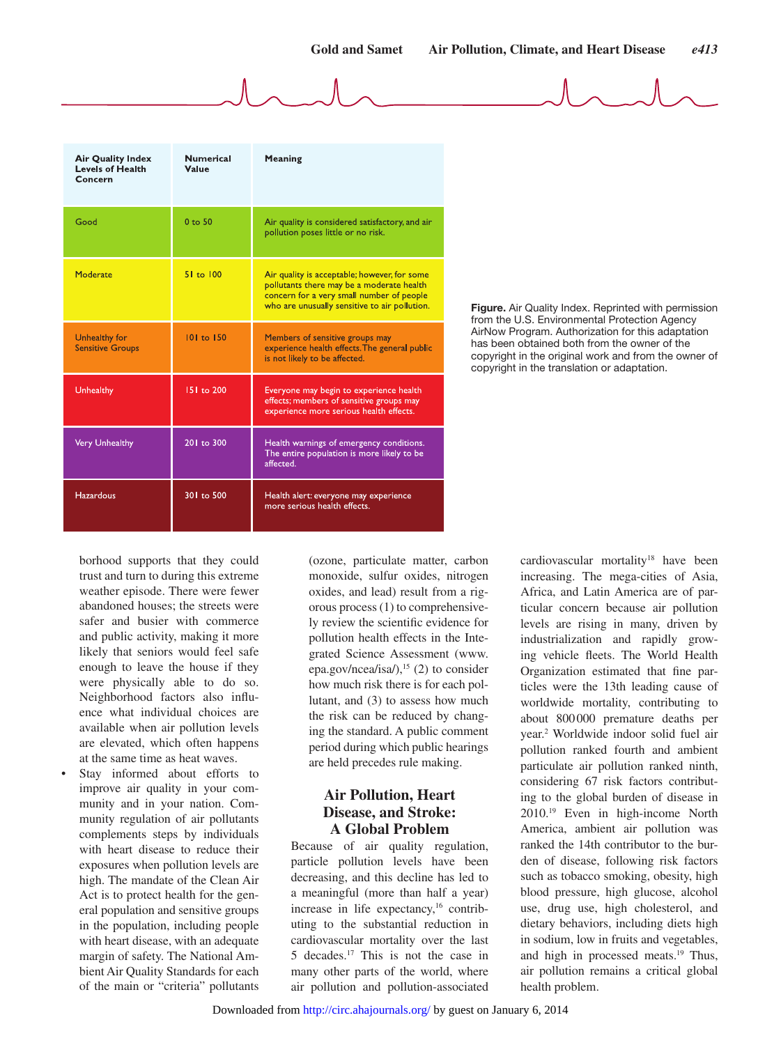| Air Quality Index Levels of Health Concern | Numerical Value | Meaning |
|---|---|---|
| Good | 0 to 50 | Air quality is considered satisfactory, and air pollution poses little or no risk. |
| Moderate | 51 to 100 | Air quality is acceptable; however, for some pollutants there may be a moderate health concern for a very small number of people who are unusually sensitive to air pollution. |
| Unhealthy for Sensitive Groups | 101 to 150 | Members of sensitive groups may experience health effects. The general public is not likely to be affected. |
| Unhealthy | 151 to 200 | Everyone may begin to experience health effects; members of sensitive groups may experience more serious health effects. |
| Very Unhealthy | 201 to 300 | Health warnings of emergency conditions. The entire population is more likely to be affected. |
| Hazardous | 301 to 500 | Health alert: everyone may experience more serious health effects. |

**Figure.** Air Quality Index. Reprinted with permission from the U.S. Environmental Protection Agency AirNow Program. Authorization for this adaptation has been obtained both from the owner of the copyright in the original work and from the owner of copyright in the translation or adaptation.

borhood supports that they could trust and turn to during this extreme weather episode. There were fewer abandoned houses; the streets were safer and busier with commerce and public activity, making it more likely that seniors would feel safe enough to leave the house if they were physically able to do so. Neighborhood factors also influence what individual choices are available when air pollution levels are elevated, which often happens at the same time as heat waves.

- Stay informed about efforts to improve air quality in your community and in your nation. Community regulation of air pollutants complements steps by individuals with heart disease to reduce their exposures when pollution levels are high. The mandate of the Clean Air Act is to protect health for the general population and sensitive groups in the population, including people with heart disease, with an adequate margin of safety. The National Ambient Air Quality Standards for each of the main or "criteria" pollutants (ozone, particulate matter, carbon monoxide, sulfur oxides, nitrogen oxides, and lead) result from a rigorous process (1) to comprehensively review the scientific evidence for pollution health effects in the Integrated Science Assessment (www.epa.gov/ncea/isa/),[15] (2) to consider how much risk there is for each pollutant, and (3) to assess how much the risk can be reduced by changing the standard. A public comment period during which public hearings are held precedes rule making.

## Air Pollution, Heart Disease, and Stroke: A Global Problem

Because of air quality regulation, particle pollution levels have been decreasing, and this decline has led to a meaningful (more than half a year) increase in life expectancy,[16] contributing to the substantial reduction in cardiovascular mortality over the last 5 decades.[17] This is not the case in many other parts of the world, where air pollution and pollution-associated cardiovascular mortality[18] have been increasing. The mega-cities of Asia, Africa, and Latin America are of particular concern because air pollution levels are rising in many, driven by industrialization and rapidly growing vehicle fleets. The World Health Organization estimated that fine particles were the 13th leading cause of worldwide mortality, contributing to about 800 000 premature deaths per year.[2] Worldwide indoor solid fuel air pollution ranked fourth and ambient particulate air pollution ranked ninth, considering 67 risk factors contributing to the global burden of disease in 2010.[19] Even in high-income North America, ambient air pollution was ranked the 14th contributor to the burden of disease, following risk factors such as tobacco smoking, obesity, high blood pressure, high glucose, alcohol use, drug use, high cholesterol, and dietary behaviors, including diets high in sodium, low in fruits and vegetables, and high in processed meats.[19] Thus, air pollution remains a critical global health problem.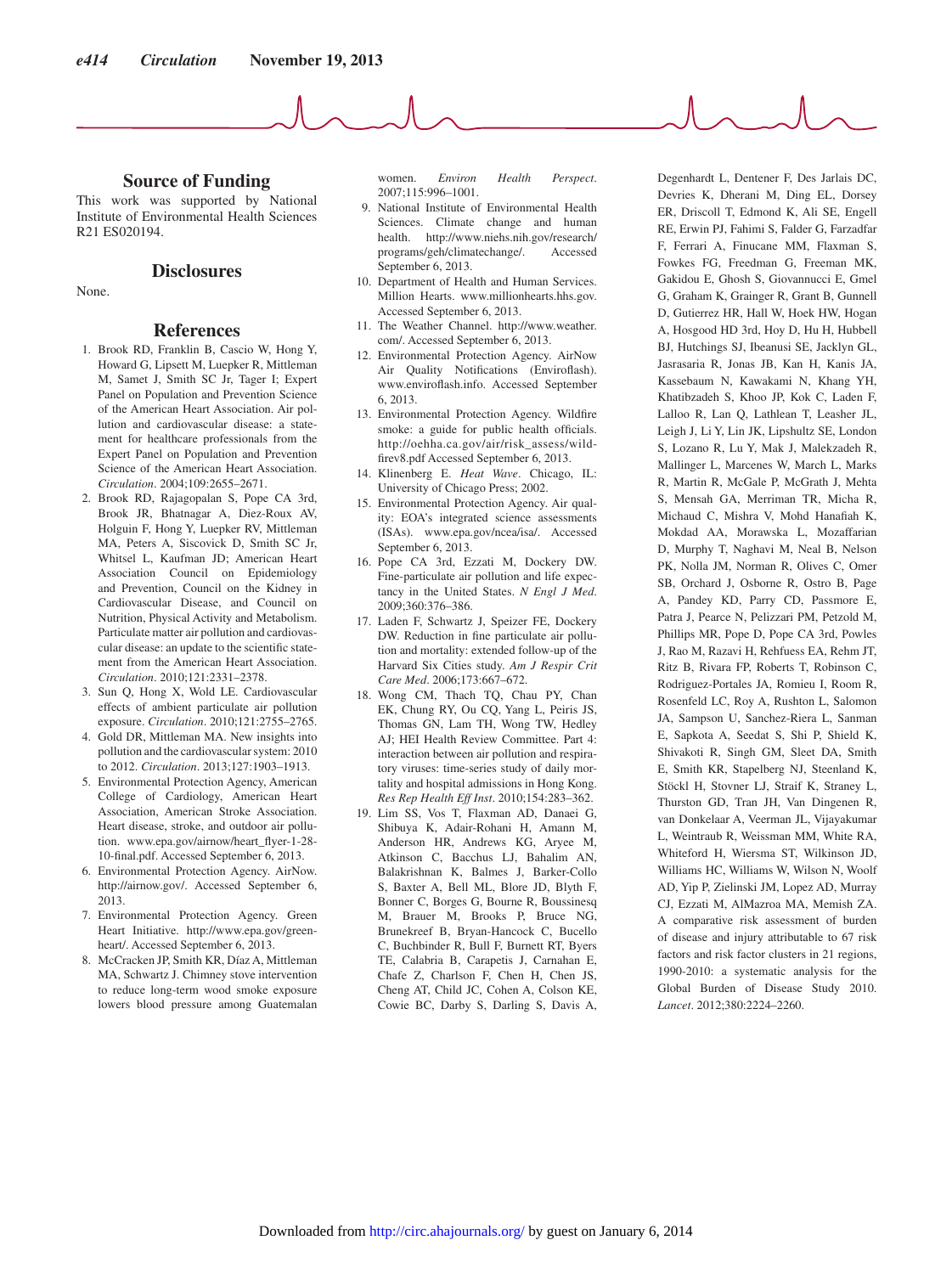## Source of Funding

This work was supported by National Institute of Environmental Health Sciences R21 ES020194.

## Disclosures

None.

## References

1. Brook RD, Franklin B, Cascio W, Hong Y, Howard G, Lipsett M, Luepker R, Mittleman M, Samet J, Smith SC Jr, Tager I; Expert Panel on Population and Prevention Science of the American Heart Association. Air pollution and cardiovascular disease: a statement for healthcare professionals from the Expert Panel on Population and Prevention Science of the American Heart Association. *Circulation*. 2004;109:2655–2671.
2. Brook RD, Rajagopalan S, Pope CA 3rd, Brook JR, Bhatnagar A, Diez-Roux AV, Holguin F, Hong Y, Luepker RV, Mittleman MA, Peters A, Siscovick D, Smith SC Jr, Whitsel L, Kaufman JD; American Heart Association Council on Epidemiology and Prevention, Council on the Kidney in Cardiovascular Disease, and Council on Nutrition, Physical Activity and Metabolism. Particulate matter air pollution and cardiovascular disease: an update to the scientific statement from the American Heart Association. *Circulation*. 2010;121:2331–2378.
3. Sun Q, Hong X, Wold LE. Cardiovascular effects of ambient particulate air pollution exposure. *Circulation*. 2010;121:2755–2765.
4. Gold DR, Mittleman MA. New insights into pollution and the cardiovascular system: 2010 to 2012. *Circulation*. 2013;127:1903–1913.
5. Environmental Protection Agency, American College of Cardiology, American Heart Association, American Stroke Association. Heart disease, stroke, and outdoor air pollution. www.epa.gov/airnow/heart_flyer-1-28-10-final.pdf. Accessed September 6, 2013.
6. Environmental Protection Agency. AirNow. http://airnow.gov/. Accessed September 6, 2013.
7. Environmental Protection Agency. Green Heart Initiative. http://www.epa.gov/greenheart/. Accessed September 6, 2013.
8. McCracken JP, Smith KR, Díaz A, Mittleman MA, Schwartz J. Chimney stove intervention to reduce long-term wood smoke exposure lowers blood pressure among Guatemalan women. *Environ Health Perspect*. 2007;115:996–1001.
9. National Institute of Environmental Health Sciences. Climate change and human health. http://www.niehs.nih.gov/research/programs/geh/climatechange/. Accessed September 6, 2013.
10. Department of Health and Human Services. Million Hearts. www.millionhearts.hhs.gov. Accessed September 6, 2013.
11. The Weather Channel. http://www.weather.com/. Accessed September 6, 2013.
12. Environmental Protection Agency. AirNow Air Quality Notifications (Enviroflash). www.enviroflash.info. Accessed September 6, 2013.
13. Environmental Protection Agency. Wildfire smoke: a guide for public health officials. http://oehha.ca.gov/air/risk_assess/wildfirev8.pdf Accessed September 6, 2013.
14. Klinenberg E. *Heat Wave*. Chicago, IL: University of Chicago Press; 2002.
15. Environmental Protection Agency. Air quality: EOA's integrated science assessments (ISAs). www.epa.gov/ncea/isa/. Accessed September 6, 2013.
16. Pope CA 3rd, Ezzati M, Dockery DW. Fine-particulate air pollution and life expectancy in the United States. *N Engl J Med*. 2009;360:376–386.
17. Laden F, Schwartz J, Speizer FE, Dockery DW. Reduction in fine particulate air pollution and mortality: extended follow-up of the Harvard Six Cities study. *Am J Respir Crit Care Med*. 2006;173:667–672.
18. Wong CM, Thach TQ, Chau PY, Chan EK, Chung RY, Ou CQ, Yang L, Peiris JS, Thomas GN, Lam TH, Wong TW, Hedley AJ; HEI Health Review Committee. Part 4: interaction between air pollution and respiratory viruses: time-series study of daily mortality and hospital admissions in Hong Kong. *Res Rep Health Eff Inst*. 2010;154:283–362.
19. Lim SS, Vos T, Flaxman AD, Danaei G, Shibuya K, Adair-Rohani H, Amann M, Anderson HR, Andrews KG, Aryee M, Atkinson C, Bacchus LJ, Bahalim AN, Balakrishnan K, Balmes J, Barker-Collo S, Baxter A, Bell ML, Blore JD, Blyth F, Bonner C, Borges G, Bourne R, Boussinesq M, Brauer M, Brooks P, Bruce NG, Brunekreef B, Bryan-Hancock C, Bucello C, Buchbinder R, Bull F, Burnett RT, Byers TE, Calabria B, Carapetis J, Carnahan E, Chafe Z, Charlson F, Chen H, Chen JS, Cheng AT, Child JC, Cohen A, Colson KE, Cowie BC, Darby S, Darling S, Davis A, Degenhardt L, Dentener F, Des Jarlais DC, Devries K, Dherani M, Ding EL, Dorsey ER, Driscoll T, Edmond K, Ali SE, Engell RE, Erwin PJ, Fahimi S, Falder G, Farzadfar F, Ferrari A, Finucane MM, Flaxman S, Fowkes FG, Freedman G, Freeman MK, Gakidou E, Ghosh S, Giovannucci E, Gmel G, Graham K, Grainger R, Grant B, Gunnell D, Gutierrez HR, Hall W, Hoek HW, Hogan A, Hosgood HD 3rd, Hoy D, Hu H, Hubbell BJ, Hutchings SJ, Ibeanusi SE, Jacklyn GL, Jasrasaria R, Jonas JB, Kan H, Kanis JA, Kassebaum N, Kawakami N, Khang YH, Khatibzadeh S, Khoo JP, Kok C, Laden F, Lalloo R, Lan Q, Lathlean T, Leasher JL, Leigh J, Li Y, Lin JK, Lipshultz SE, London S, Lozano R, Lu Y, Mak J, Malekzadeh R, Mallinger L, Marcenes W, March L, Marks R, Martin R, McGale P, McGrath J, Mehta S, Mensah GA, Merriman TR, Micha R, Michaud C, Mishra V, Mohd Hanafiah K, Mokdad AA, Morawska L, Mozaffarian D, Murphy T, Naghavi M, Neal B, Nelson PK, Nolla JM, Norman R, Olives C, Omer SB, Orchard J, Osborne R, Ostro B, Page A, Pandey KD, Parry CD, Passmore E, Patra J, Pearce N, Pelizzari PM, Petzold M, Phillips MR, Pope D, Pope CA 3rd, Powles J, Rao M, Razavi H, Rehfuess EA, Rehm JT, Ritz B, Rivara FP, Roberts T, Robinson C, Rodriguez-Portales JA, Romieu I, Room R, Rosenfeld LC, Roy A, Rushton L, Salomon JA, Sampson U, Sanchez-Riera L, Sanman E, Sapkota A, Seedat S, Shi P, Shield K, Shivakoti R, Singh GM, Sleet DA, Smith E, Smith KR, Stapelberg NJ, Steenland K, Stöckl H, Stovner LJ, Straif K, Straney L, Thurston GD, Tran JH, Van Dingenen R, van Donkelaar A, Veerman JL, Vijayakumar L, Weintraub R, Weissman MM, White RA, Whiteford H, Wiersma ST, Wilkinson JD, Williams HC, Williams W, Wilson N, Woolf AD, Yip P, Zielinski JM, Lopez AD, Murray CJ, Ezzati M, AlMazroa MA, Memish ZA. A comparative risk assessment of burden of disease and injury attributable to 67 risk factors and risk factor clusters in 21 regions, 1990-2010: a systematic analysis for the Global Burden of Disease Study 2010. *Lancet*. 2012;380:2224–2260.